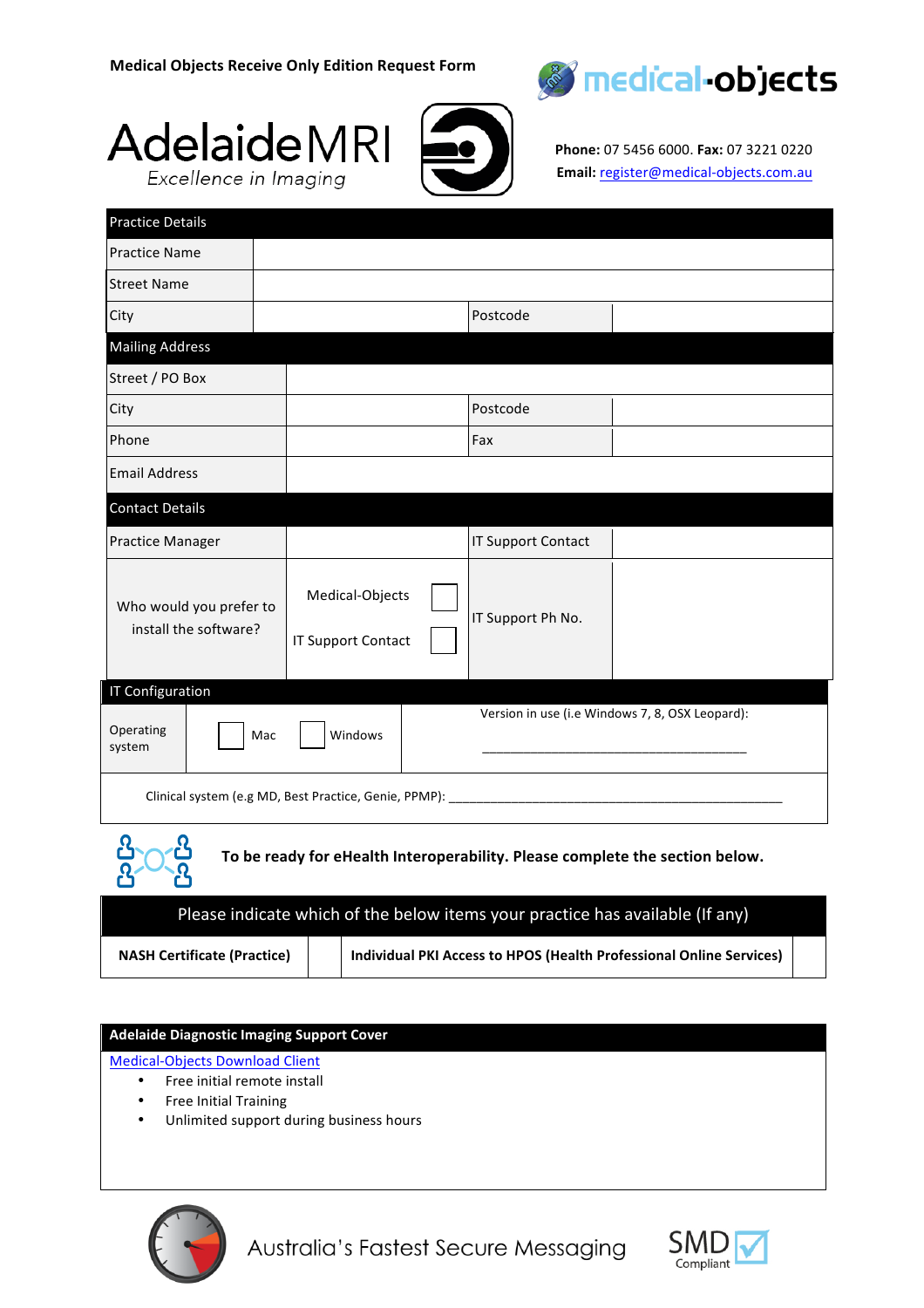**Medical Objects Receive Only Edition Request Form**

medical-objects

AdelaideMRI
*Excellence in Imaging*

**Phone:** 07 5456 6000. **Fax:** 07 3221 0220
**Email:** register@medical-objects.com.au

| Practice Details | | | |
|---|---|---|---|
| Practice Name | | | |
| Street Name | | | |
| City | | Postcode | |
| **Mailing Address** | | | |
| Street / PO Box | | | |
| City | | Postcode | |
| Phone | | Fax | |
| Email Address | | | |
| **Contact Details** | | | |
| Practice Manager | | IT Support Contact | |
| Who would you prefer to install the software? | Medical-Objects ☐ IT Support Contact ☐ | IT Support Ph No. | |

| IT Configuration | | |
|---|---|---|
| Operating system | ☐ Mac ☐ Windows | Version in use (i.e Windows 7, 8, OSX Leopard): ______________________________ |
| Clinical system (e.g MD, Best Practice, Genie, PPMP): ______________________________ | | |

**To be ready for eHealth Interoperability. Please complete the section below.**

| Please indicate which of the below items your practice has available (If any) | | | |
|---|---|---|---|
| **NASH Certificate (Practice)** | ☐ | **Individual PKI Access to HPOS (Health Professional Online Services)** | ☐ |

**Adelaide Diagnostic Imaging Support Cover**

Medical-Objects Download Client

- Free initial remote install
- Free Initial Training
- Unlimited support during business hours

Australia's Fastest Secure Messaging

SMD Compliant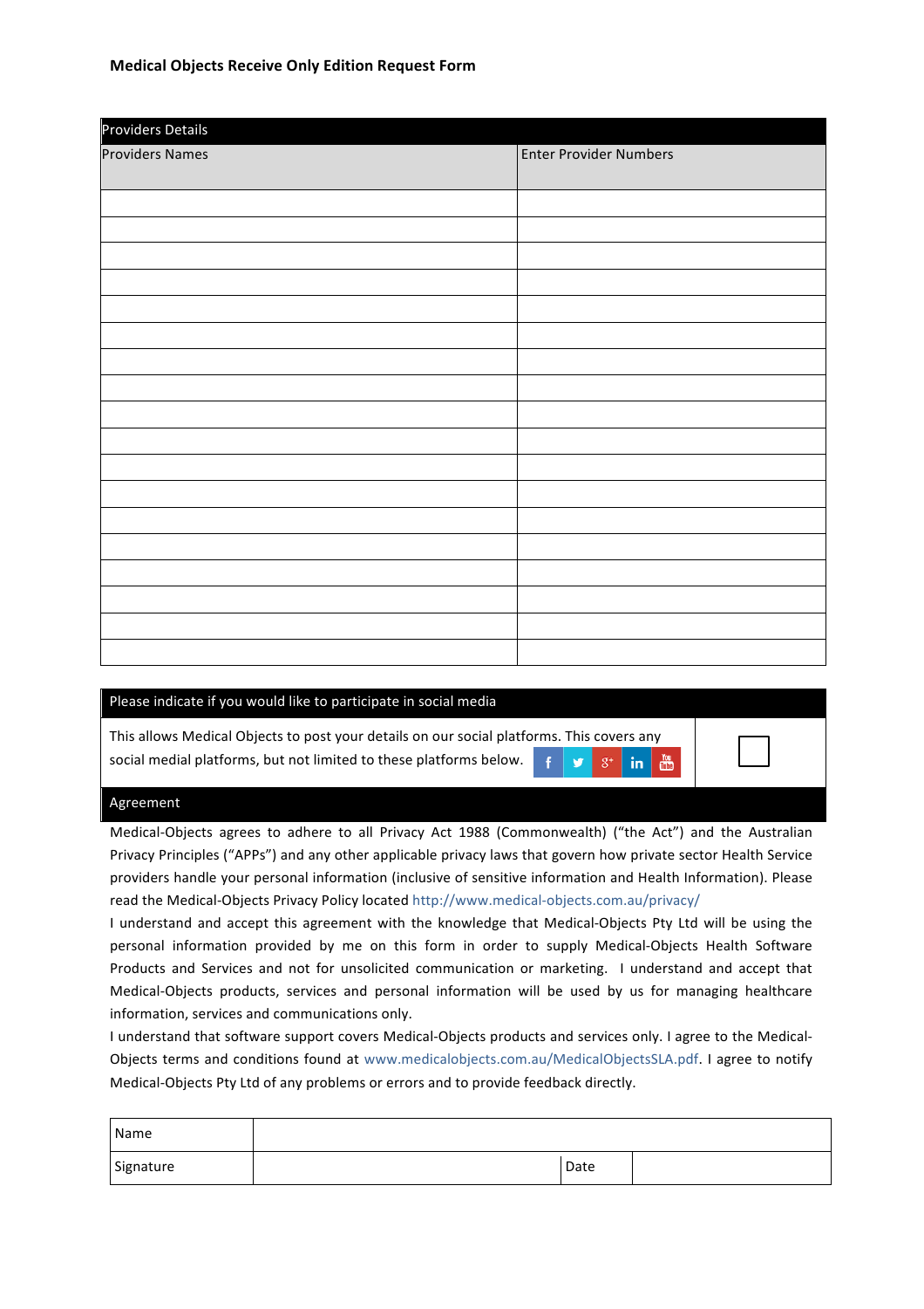**Medical Objects Receive Only Edition Request Form**

| Providers Details | |
|---|---|
| Providers Names | Enter Provider Numbers |
| | |
| | |
| | |
| | |
| | |
| | |
| | |
| | |
| | |
| | |
| | |
| | |
| | |
| | |
| | |
| | |
| | |
| | |

**Please indicate if you would like to participate in social media**

This allows Medical Objects to post your details on our social platforms. This covers any social medial platforms, but not limited to these platforms below. ☐

**Agreement**

Medical-Objects agrees to adhere to all Privacy Act 1988 (Commonwealth) ("the Act") and the Australian Privacy Principles ("APPs") and any other applicable privacy laws that govern how private sector Health Service providers handle your personal information (inclusive of sensitive information and Health Information). Please read the Medical-Objects Privacy Policy located http://www.medical-objects.com.au/privacy/

I understand and accept this agreement with the knowledge that Medical-Objects Pty Ltd will be using the personal information provided by me on this form in order to supply Medical-Objects Health Software Products and Services and not for unsolicited communication or marketing. I understand and accept that Medical-Objects products, services and personal information will be used by us for managing healthcare information, services and communications only.

I understand that software support covers Medical-Objects products and services only. I agree to the Medical-Objects terms and conditions found at www.medicalobjects.com.au/MedicalObjectsSLA.pdf. I agree to notify Medical-Objects Pty Ltd of any problems or errors and to provide feedback directly.

| | | | |
|---|---|---|---|
| Name | | | |
| Signature | | Date | |